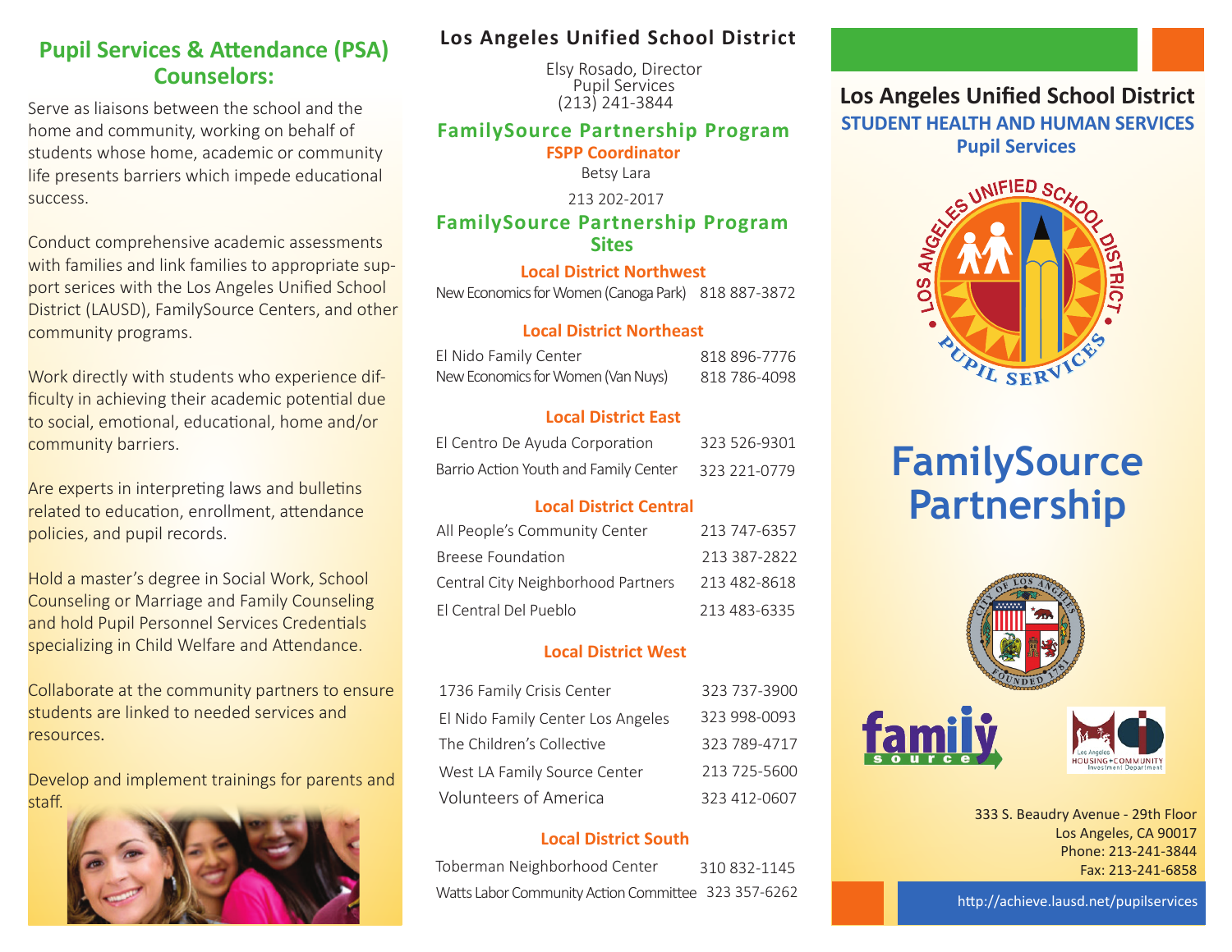## Pupil Services & Attendance (PSA) Counselors:

Serve as liaisons between the school and the home and community, working on behalf of students whose home, academic or community life presents barriers which impede educational success.

Conduct comprehensive academic assessments with families and link families to appropriate support serices with the Los Angeles Unified School District (LAUSD), FamilySource Centers, and other community programs.

Work directly with students who experience difficulty in achieving their academic potential due to social, emotional, educational, home and/or community barriers.

Are experts in interpreting laws and bulletins related to education, enrollment, attendance policies, and pupil records.

Hold a master's degree in Social Work, School Counseling or Marriage and Family Counseling and hold Pupil Personnel Services Credentials specializing in Child Welfare and Attendance.

Collaborate at the community partners to ensure students are linked to needed services and resources.

Develop and implement trainings for parents and staff.

## Los Angeles Unified School District

Elsy Rosado, Director
Pupil Services
(213) 241-3844

### FamilySource Partnership Program

**FSPP Coordinator**

Betsy Lara

213 202-2017

### FamilySource Partnership Program Sites

**Local District Northwest**

| | |
|---|---|
| New Economics for Women (Canoga Park) | 818 887-3872 |

**Local District Northeast**

| | |
|---|---|
| El Nido Family Center | 818 896-7776 |
| New Economics for Women (Van Nuys) | 818 786-4098 |

**Local District East**

| | |
|---|---|
| El Centro De Ayuda Corporation | 323 526-9301 |
| Barrio Action Youth and Family Center | 323 221-0779 |

**Local District Central**

| | |
|---|---|
| All People's Community Center | 213 747-6357 |
| Breese Foundation | 213 387-2822 |
| Central City Neighborhood Partners | 213 482-8618 |
| El Central Del Pueblo | 213 483-6335 |

**Local District West**

| | |
|---|---|
| 1736 Family Crisis Center | 323 737-3900 |
| El Nido Family Center Los Angeles | 323 998-0093 |
| The Children's Collective | 323 789-4717 |
| West LA Family Source Center | 213 725-5600 |
| Volunteers of America | 323 412-0607 |

**Local District South**

| | |
|---|---|
| Toberman Neighborhood Center | 310 832-1145 |
| Watts Labor Community Action Committee | 323 357-6262 |

## Los Angeles Unified School District

**STUDENT HEALTH AND HUMAN SERVICES**

**Pupil Services**

# FamilySource Partnership

333 S. Beaudry Avenue - 29th Floor
Los Angeles, CA 90017
Phone: 213-241-3844
Fax: 213-241-6858

http://achieve.lausd.net/pupilservices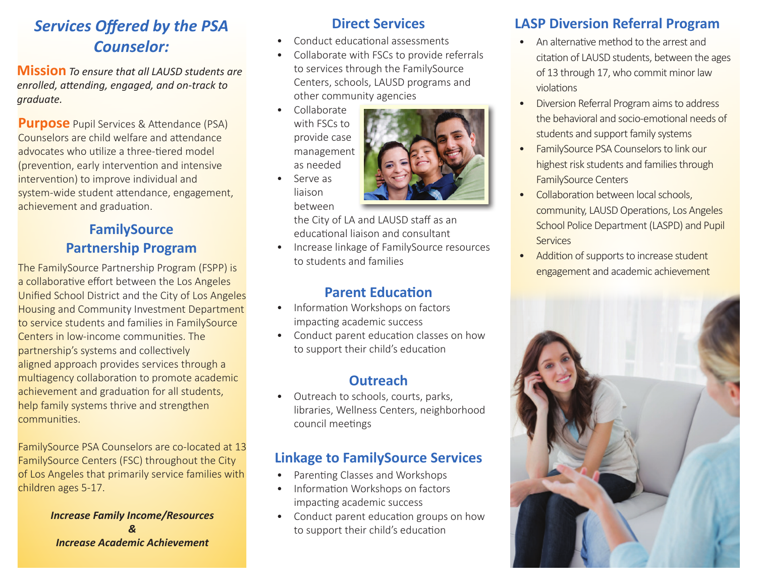## *Services Offered by the PSA Counselor:*

**Mission** *To ensure that all LAUSD students are enrolled, attending, engaged, and on-track to graduate.*

**Purpose** Pupil Services & Attendance (PSA) Counselors are child welfare and attendance advocates who utilize a three-tiered model (prevention, early intervention and intensive intervention) to improve individual and system-wide student attendance, engagement, achievement and graduation.

### FamilySource Partnership Program

The FamilySource Partnership Program (FSPP) is a collaborative effort between the Los Angeles Unified School District and the City of Los Angeles Housing and Community Investment Department to service students and families in FamilySource Centers in low-income communities. The partnership's systems and collectively aligned approach provides services through a multiagency collaboration to promote academic achievement and graduation for all students, help family systems thrive and strengthen communities.

FamilySource PSA Counselors are co-located at 13 FamilySource Centers (FSC) throughout the City of Los Angeles that primarily service families with children ages 5-17.

***Increase Family Income/Resources***
***&***
***Increase Academic Achievement***

### Direct Services

- Conduct educational assessments
- Collaborate with FSCs to provide referrals to services through the FamilySource Centers, schools, LAUSD programs and other community agencies
- Collaborate with FSCs to provide case management as needed
- Serve as liaison between the City of LA and LAUSD staff as an educational liaison and consultant
- Increase linkage of FamilySource resources to students and families

### Parent Education

- Information Workshops on factors impacting academic success
- Conduct parent education classes on how to support their child's education

### Outreach

- Outreach to schools, courts, parks, libraries, Wellness Centers, neighborhood council meetings

### Linkage to FamilySource Services

- Parenting Classes and Workshops
- Information Workshops on factors impacting academic success
- Conduct parent education groups on how to support their child's education

### LASP Diversion Referral Program

- An alternative method to the arrest and citation of LAUSD students, between the ages of 13 through 17, who commit minor law violations
- Diversion Referral Program aims to address the behavioral and socio-emotional needs of students and support family systems
- FamilySource PSA Counselors to link our highest risk students and families through FamilySource Centers
- Collaboration between local schools, community, LAUSD Operations, Los Angeles School Police Department (LASPD) and Pupil Services
- Addition of supports to increase student engagement and academic achievement